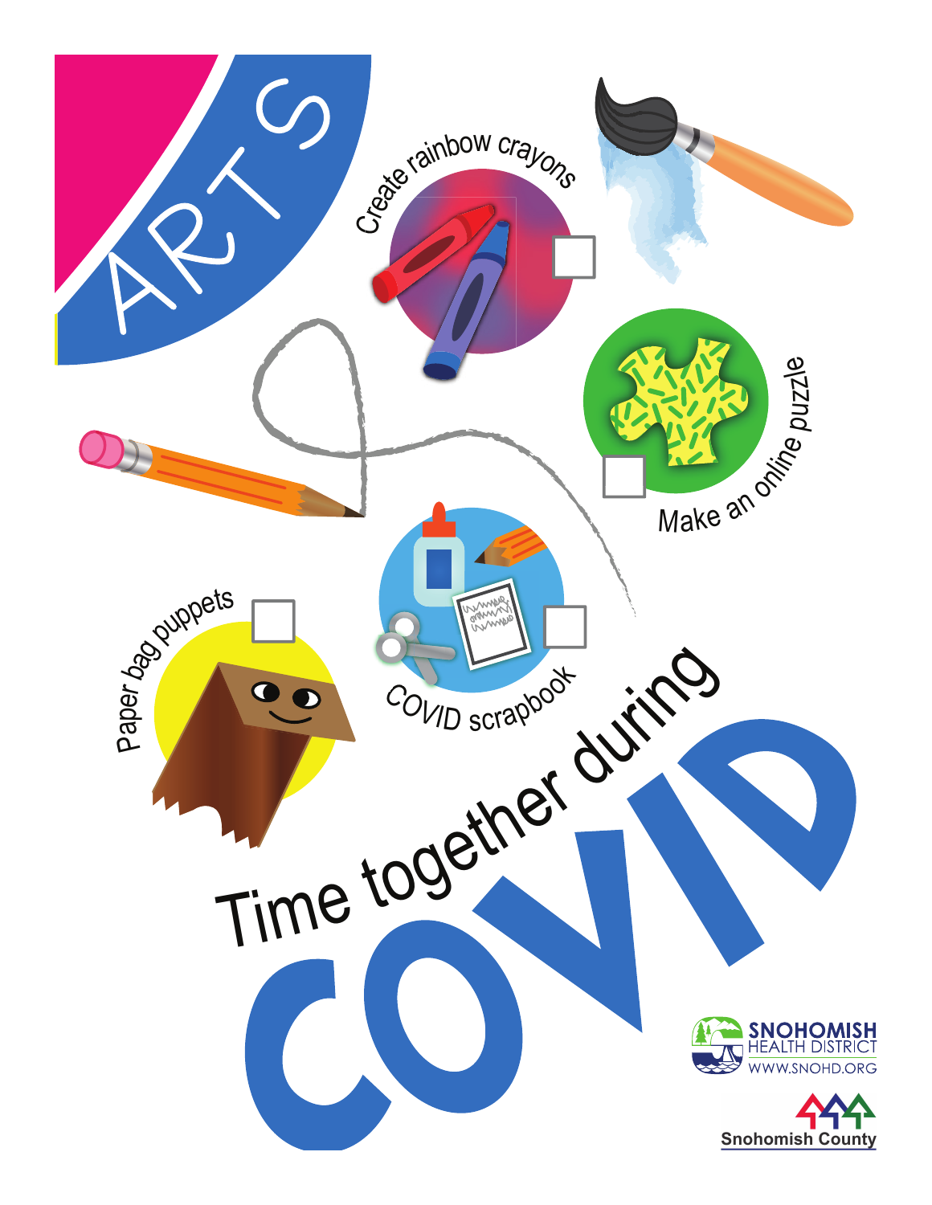# ARTS

- Create rainbow crayons
- Make an online puzzle
- Paper bag puppets
- COVID scrapbook

# Time together during COVID

SNOHOMISH HEALTH DISTRICT
WWW.SNOHD.ORG

Snohomish County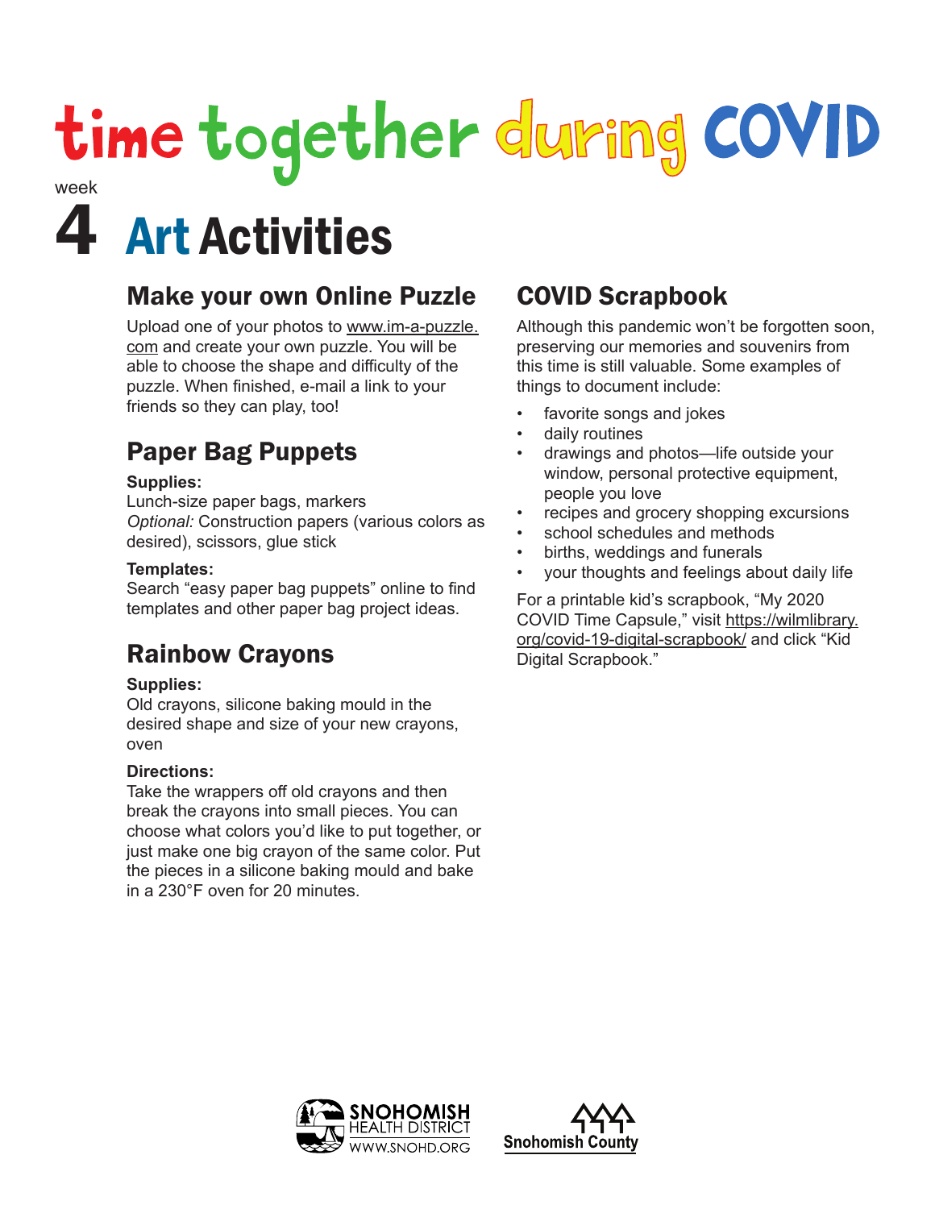# time together during COVID

week

# 4 Art Activities

## Make your own Online Puzzle

Upload one of your photos to www.im-a-puzzle.com and create your own puzzle. You will be able to choose the shape and difficulty of the puzzle. When finished, e-mail a link to your friends so they can play, too!

## Paper Bag Puppets

**Supplies:**
Lunch-size paper bags, markers
*Optional:* Construction papers (various colors as desired), scissors, glue stick

**Templates:**
Search "easy paper bag puppets" online to find templates and other paper bag project ideas.

## Rainbow Crayons

**Supplies:**
Old crayons, silicone baking mould in the desired shape and size of your new crayons, oven

**Directions:**
Take the wrappers off old crayons and then break the crayons into small pieces. You can choose what colors you'd like to put together, or just make one big crayon of the same color. Put the pieces in a silicone baking mould and bake in a 230°F oven for 20 minutes.

## COVID Scrapbook

Although this pandemic won't be forgotten soon, preserving our memories and souvenirs from this time is still valuable. Some examples of things to document include:

- favorite songs and jokes
- daily routines
- drawings and photos—life outside your window, personal protective equipment, people you love
- recipes and grocery shopping excursions
- school schedules and methods
- births, weddings and funerals
- your thoughts and feelings about daily life

For a printable kid's scrapbook, "My 2020 COVID Time Capsule," visit https://wilmlibrary.org/covid-19-digital-scrapbook/ and click "Kid Digital Scrapbook."

SNOHOMISH HEALTH DISTRICT
WWW.SNOHD.ORG

Snohomish County